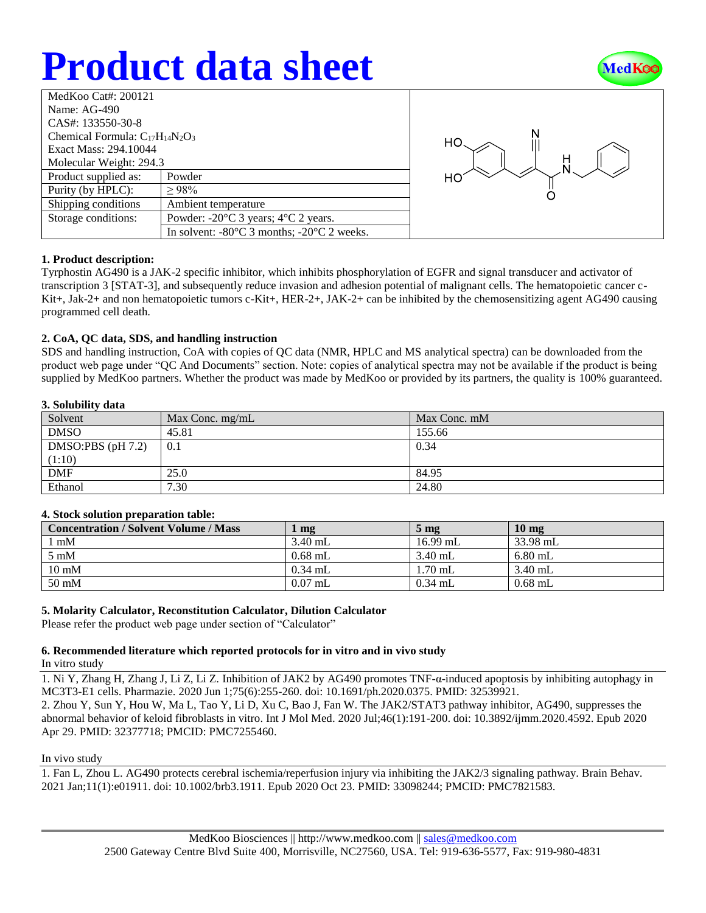# Product data sheet

| MedKoo Cat#: 200121 | |
|---|---|
| Name: AG-490 | |
| CAS#: 133550-30-8 | |
| Chemical Formula: $C_{17}H_{14}N_2O_3$ | |
| Exact Mass: 294.10044 | |
| Molecular Weight: 294.3 | |
| Product supplied as: | Powder |
| Purity (by HPLC): | ≥ 98% |
| Shipping conditions | Ambient temperature |
| Storage conditions: | Powder: -20°C 3 years; 4°C 2 years. |
| | In solvent: -80°C 3 months; -20°C 2 weeks. |

### 1. Product description:

Tyrphostin AG490 is a JAK-2 specific inhibitor, which inhibits phosphorylation of EGFR and signal transducer and activator of transcription 3 [STAT-3], and subsequently reduce invasion and adhesion potential of malignant cells. The hematopoietic cancer c-Kit+, Jak-2+ and non hematopoietic tumors c-Kit+, HER-2+, JAK-2+ can be inhibited by the chemosensitizing agent AG490 causing programmed cell death.

### 2. CoA, QC data, SDS, and handling instruction

SDS and handling instruction, CoA with copies of QC data (NMR, HPLC and MS analytical spectra) can be downloaded from the product web page under "QC And Documents" section. Note: copies of analytical spectra may not be available if the product is being supplied by MedKoo partners. Whether the product was made by MedKoo or provided by its partners, the quality is 100% guaranteed.

### 3. Solubility data

| Solvent | Max Conc. mg/mL | Max Conc. mM |
|---|---|---|
| DMSO | 45.81 | 155.66 |
| DMSO:PBS (pH 7.2) (1:10) | 0.1 | 0.34 |
| DMF | 25.0 | 84.95 |
| Ethanol | 7.30 | 24.80 |

### 4. Stock solution preparation table:

| Concentration / Solvent Volume / Mass | 1 mg | 5 mg | 10 mg |
|---|---|---|---|
| 1 mM | 3.40 mL | 16.99 mL | 33.98 mL |
| 5 mM | 0.68 mL | 3.40 mL | 6.80 mL |
| 10 mM | 0.34 mL | 1.70 mL | 3.40 mL |
| 50 mM | 0.07 mL | 0.34 mL | 0.68 mL |

### 5. Molarity Calculator, Reconstitution Calculator, Dilution Calculator

Please refer the product web page under section of "Calculator"

### 6. Recommended literature which reported protocols for in vitro and in vivo study

In vitro study

1. Ni Y, Zhang H, Zhang J, Li Z, Li Z. Inhibition of JAK2 by AG490 promotes TNF-α-induced apoptosis by inhibiting autophagy in MC3T3-E1 cells. Pharmazie. 2020 Jun 1;75(6):255-260. doi: 10.1691/ph.2020.0375. PMID: 32539921.
2. Zhou Y, Sun Y, Hou W, Ma L, Tao Y, Li D, Xu C, Bao J, Fan W. The JAK2/STAT3 pathway inhibitor, AG490, suppresses the abnormal behavior of keloid fibroblasts in vitro. Int J Mol Med. 2020 Jul;46(1):191-200. doi: 10.3892/ijmm.2020.4592. Epub 2020 Apr 29. PMID: 32377718; PMCID: PMC7255460.

In vivo study

1. Fan L, Zhou L. AG490 protects cerebral ischemia/reperfusion injury via inhibiting the JAK2/3 signaling pathway. Brain Behav. 2021 Jan;11(1):e01911. doi: 10.1002/brb3.1911. Epub 2020 Oct 23. PMID: 33098244; PMCID: PMC7821583.

MedKoo Biosciences || http://www.medkoo.com || sales@medkoo.com
2500 Gateway Centre Blvd Suite 400, Morrisville, NC27560, USA. Tel: 919-636-5577, Fax: 919-980-4831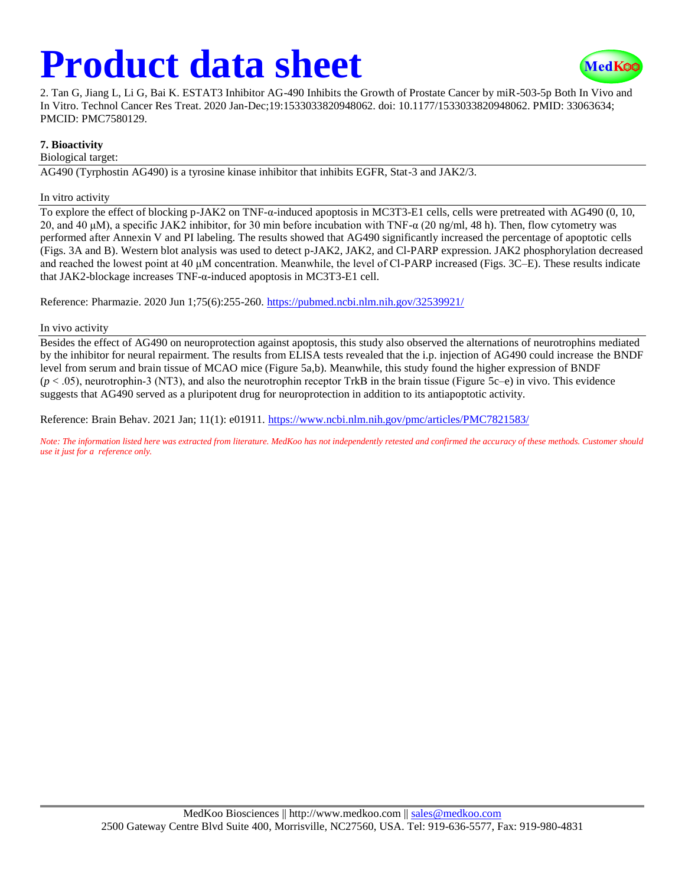2. Tan G, Jiang L, Li G, Bai K. ESTAT3 Inhibitor AG-490 Inhibits the Growth of Prostate Cancer by miR-503-5p Both In Vivo and In Vitro. Technol Cancer Res Treat. 2020 Jan-Dec;19:1533033820948062. doi: 10.1177/1533033820948062. PMID: 33063634; PMCID: PMC7580129.

### 7. Bioactivity

Biological target:

AG490 (Tyrphostin AG490) is a tyrosine kinase inhibitor that inhibits EGFR, Stat-3 and JAK2/3.

In vitro activity

To explore the effect of blocking p-JAK2 on TNF-α-induced apoptosis in MC3T3-E1 cells, cells were pretreated with AG490 (0, 10, 20, and 40 μM), a specific JAK2 inhibitor, for 30 min before incubation with TNF-α (20 ng/ml, 48 h). Then, flow cytometry was performed after Annexin V and PI labeling. The results showed that AG490 significantly increased the percentage of apoptotic cells (Figs. 3A and B). Western blot analysis was used to detect p-JAK2, JAK2, and Cl-PARP expression. JAK2 phosphorylation decreased and reached the lowest point at 40 μM concentration. Meanwhile, the level of Cl-PARP increased (Figs. 3C–E). These results indicate that JAK2-blockage increases TNF-α-induced apoptosis in MC3T3-E1 cell.

Reference: Pharmazie. 2020 Jun 1;75(6):255-260. https://pubmed.ncbi.nlm.nih.gov/32539921/

In vivo activity

Besides the effect of AG490 on neuroprotection against apoptosis, this study also observed the alternations of neurotrophins mediated by the inhibitor for neural repairment. The results from ELISA tests revealed that the i.p. injection of AG490 could increase the BNDF level from serum and brain tissue of MCAO mice (Figure 5a,b). Meanwhile, this study found the higher expression of BNDF ($p < .05$), neurotrophin-3 (NT3), and also the neurotrophin receptor TrkB in the brain tissue (Figure 5c–e) in vivo. This evidence suggests that AG490 served as a pluripotent drug for neuroprotection in addition to its antiapoptotic activity.

Reference: Brain Behav. 2021 Jan; 11(1): e01911. https://www.ncbi.nlm.nih.gov/pmc/articles/PMC7821583/

*Note: The information listed here was extracted from literature. MedKoo has not independently retested and confirmed the accuracy of these methods. Customer should use it just for a reference only.*